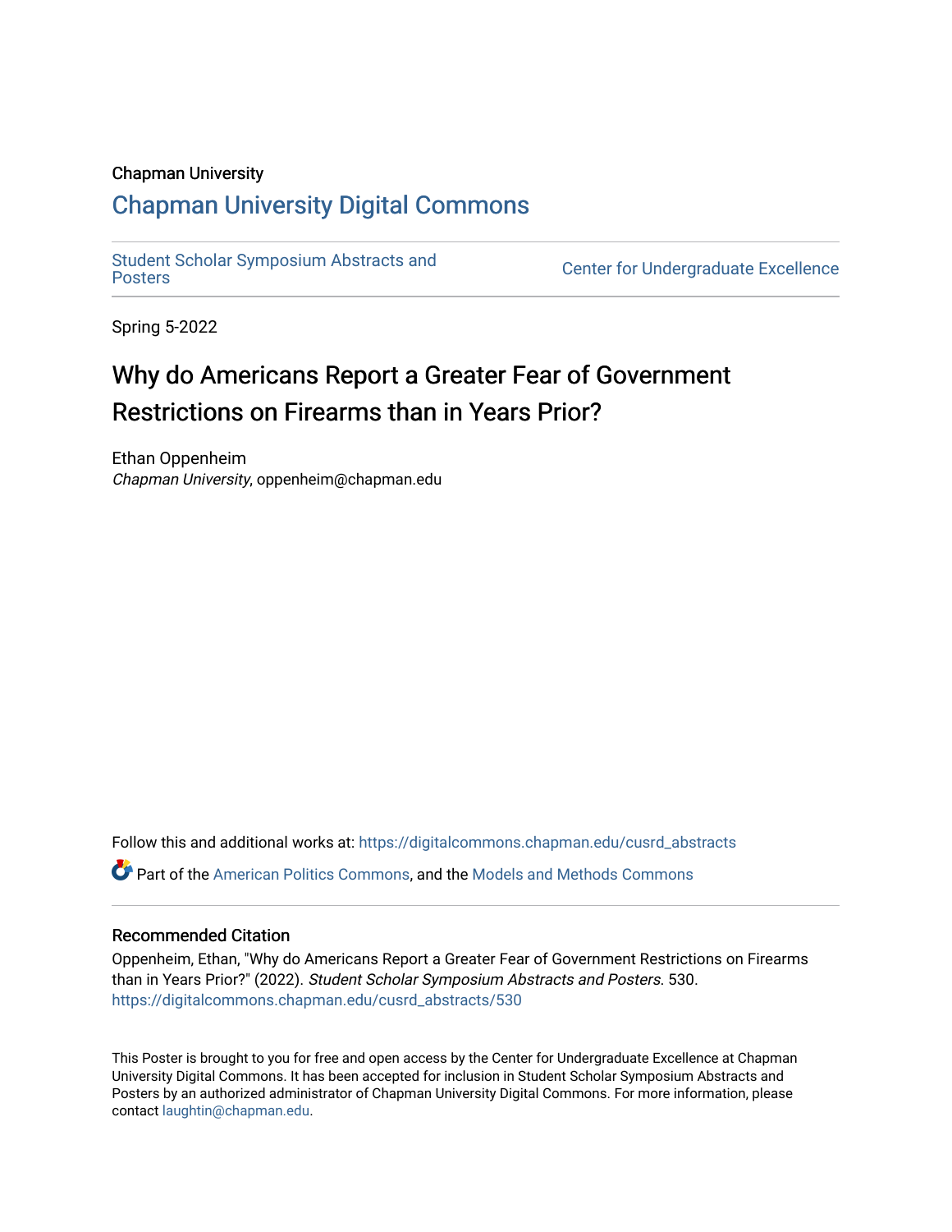Chapman University

## Chapman University Digital Commons

Student Scholar Symposium Abstracts and Posters

Center for Undergraduate Excellence

Spring 5-2022

# Why do Americans Report a Greater Fear of Government Restrictions on Firearms than in Years Prior?

Ethan Oppenheim
*Chapman University*, oppenheim@chapman.edu

Follow this and additional works at: https://digitalcommons.chapman.edu/cusrd_abstracts

Part of the American Politics Commons, and the Models and Methods Commons

### Recommended Citation

Oppenheim, Ethan, "Why do Americans Report a Greater Fear of Government Restrictions on Firearms than in Years Prior?" (2022). *Student Scholar Symposium Abstracts and Posters*. 530.
https://digitalcommons.chapman.edu/cusrd_abstracts/530

This Poster is brought to you for free and open access by the Center for Undergraduate Excellence at Chapman University Digital Commons. It has been accepted for inclusion in Student Scholar Symposium Abstracts and Posters by an authorized administrator of Chapman University Digital Commons. For more information, please contact laughtin@chapman.edu.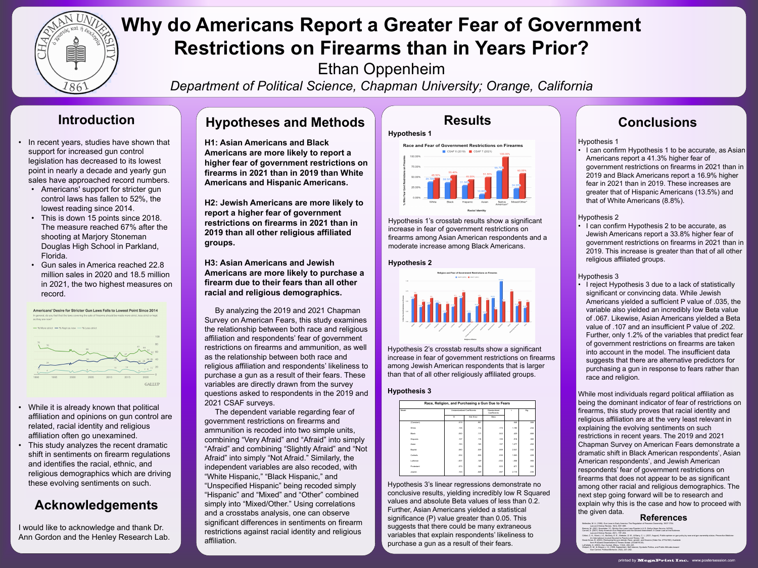# Why do Americans Report a Greater Fear of Government Restrictions on Firearms than in Years Prior?

Ethan Oppenheim

*Department of Political Science, Chapman University; Orange, California*

## Introduction

- In recent years, studies have shown that support for increased gun control legislation has decreased to its lowest point in nearly a decade and yearly gun sales have approached record numbers.
  - Americans' support for stricter gun control laws has fallen to 52%, the lowest reading since 2014.
  - This is down 15 points since 2018. The measure reached 67% after the shooting at Marjory Stoneman Douglas High School in Parkland, Florida.
  - Gun sales in America reached 22.8 million sales in 2020 and 18.5 million in 2021, the two highest measures on record.

Americans' Desire for Stricter Gun Laws Falls to Lowest Point Since 2014

In general, do you feel that the laws covering the sale of firearms should be made more strict, less strict or kept as they are now?

— % More strict — % Kept as now — % Less strict

GALLUP

- While it is already known that political affiliation and opinions on gun control are related, racial identity and religious affiliation often go unexamined.
- This study analyzes the recent dramatic shift in sentiments on firearm regulations and identifies the racial, ethnic, and religious demographics which are driving these evolving sentiments on such.

## Acknowledgements

I would like to acknowledge and thank Dr. Ann Gordon and the Henley Research Lab.

## Hypotheses and Methods

**H1: Asian Americans and Black Americans are more likely to report a higher fear of government restrictions on firearms in 2021 than in 2019 than White Americans and Hispanic Americans.**

**H2: Jewish Americans are more likely to report a higher fear of government restrictions on firearms in 2021 than in 2019 than all other religious affiliated groups.**

**H3: Asian Americans and Jewish Americans are more likely to purchase a firearm due to their fears than all other racial and religious demographics.**

By analyzing the 2019 and 2021 Chapman Survey on American Fears, this study examines the relationship between both race and religious affiliation and respondents' fear of government restrictions on firearms and ammunition, as well as the relationship between both race and religious affiliation and respondents' likeliness to purchase a gun as a result of their fears. These variables are directly drawn from the survey questions asked to respondents in the 2019 and 2021 CSAF surveys.

The dependent variable regarding fear of government restrictions on firearms and ammunition is recoded into two simple units, combining "Very Afraid" and "Afraid" into simply "Afraid" and combining "Slightly Afraid" and "Not Afraid" into simply "Not Afraid." Similarly, the independent variables are also recoded, with "White Hispanic," "Black Hispanic," and "Unspecified Hispanic" being recoded simply "Hispanic" and "Mixed" and "Other" combined simply into "Mixed/Other." Using correlations and a crosstabs analysis, one can observe significant differences in sentiments on firearm restrictions against racial identity and religious affiliation.

## Results

### Hypothesis 1

Race and Fear of Government Restrictions on Firearms

CSAF 6 (2019) — CSAF 7 (2021)

% Who Fear Govt Restrictions on Firearms

White: 36.70%, 45.50%
Black: 38.50%, 55.40%
Hispanic: 31.50%, 45.00%
Asian: 10.00%, 51.30%
Native American*: 66.70%, 100.00%
Mixed/Other*: 24.20%, 60.00%

Racial Identity

Hypothesis 1's crosstab results show a significant increase in fear of government restrictions on firearms among Asian American respondents and a moderate increase among Black Americans.

### Hypothesis 2

Religion and Fear of Government Restrictions on Firearms

Hypothesis 2's crosstab results show a significant increase in fear of government restrictions on firearms among Jewish American respondents that is larger than that of all other religiously affiliated groups.

### Hypothesis 3

Race, Religion, and Purchasing a Gun Due to Fears

Hypothesis 3's linear regressions demonstrate no conclusive results, yielding incredibly low R Squared values and absolute Beta values of less than 0.2. Further, Asian Americans yielded a statistical significance (P) value greater than 0.05. This suggests that there could be many extraneous variables that explain respondents' likeliness to purchase a gun as a result of their fears.

## Conclusions

Hypothesis 1

- I can confirm Hypothesis 1 to be accurate, as Asian Americans report a 41.3% higher fear of government restrictions on firearms in 2021 than in 2019 and Black Americans report a 16.9% higher fear in 2021 than in 2019. These increases are greater that of Hispanic Americans (13.5%) and that of White Americans (8.8%).

Hypothesis 2

- I can confirm Hypothesis 2 to be accurate, as Jewish Americans report a 33.8% higher fear of government restrictions on firearms in 2021 than in 2019. This increase is greater than that of all other religious affiliated groups.

Hypothesis 3

- I reject Hypothesis 3 due to a lack of statistically significant or convincing data. While Jewish Americans yielded a sufficient P value of .035, the variable also yielded an incredibly low Beta value of .067. Likewise, Asian Americans yielded a Beta value of .107 and an insufficient P value of .202. Further, only 1.2% of the variables that predict fear of government restrictions on firearms are taken into account in the model. The insufficient data suggests that there are alternative predictors for purchasing a gun in response to fears rather than race and religion.

While most individuals regard political affiliation as being the dominant indicator of fear of restrictions on firearms, this study proves that racial identity and religious affiliation are at the very least relevant in explaining the evolving sentiments on such restrictions in recent years. The 2019 and 2021 Chapman Survey on American Fears demonstrate a dramatic shift in Black American respondents', Asian American respondents', and Jewish American respondents' fear of government restrictions on firearms that does not appear to be as significant among other racial and religious demographics. The next step going forward will be to research and explain why this is the case and how to proceed with the given data.

## References